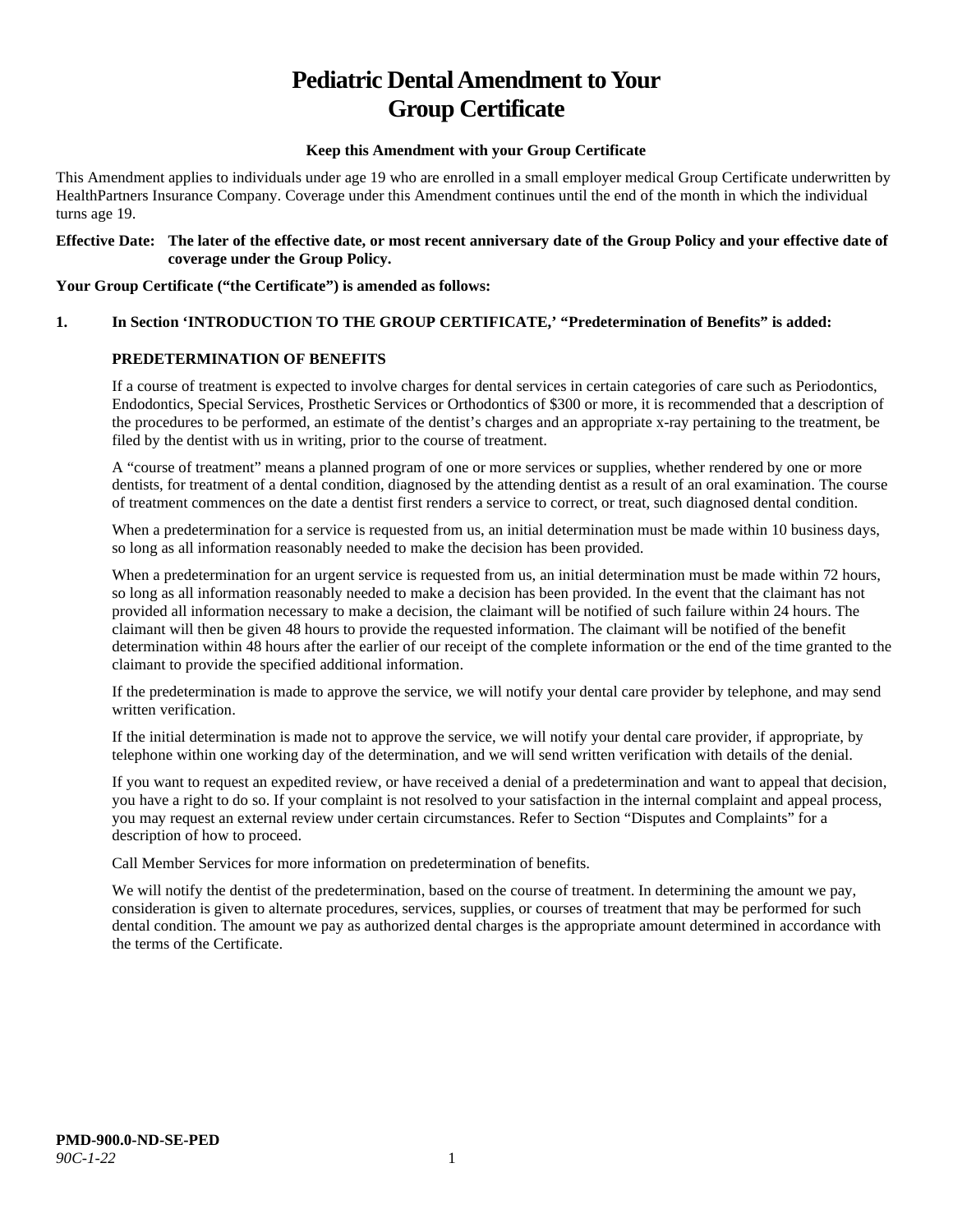# Pediatric Dental Amendment to Your Group Certificate

**Keep this Amendment with your Group Certificate**

This Amendment applies to individuals under age 19 who are enrolled in a small employer medical Group Certificate underwritten by HealthPartners Insurance Company. Coverage under this Amendment continues until the end of the month in which the individual turns age 19.

**Effective Date: The later of the effective date, or most recent anniversary date of the Group Policy and your effective date of coverage under the Group Policy.**

**Your Group Certificate ("the Certificate") is amended as follows:**

**1. In Section 'INTRODUCTION TO THE GROUP CERTIFICATE,' "Predetermination of Benefits" is added:**

**PREDETERMINATION OF BENEFITS**

If a course of treatment is expected to involve charges for dental services in certain categories of care such as Periodontics, Endodontics, Special Services, Prosthetic Services or Orthodontics of $300 or more, it is recommended that a description of the procedures to be performed, an estimate of the dentist's charges and an appropriate x-ray pertaining to the treatment, be filed by the dentist with us in writing, prior to the course of treatment.

A "course of treatment" means a planned program of one or more services or supplies, whether rendered by one or more dentists, for treatment of a dental condition, diagnosed by the attending dentist as a result of an oral examination. The course of treatment commences on the date a dentist first renders a service to correct, or treat, such diagnosed dental condition.

When a predetermination for a service is requested from us, an initial determination must be made within 10 business days, so long as all information reasonably needed to make the decision has been provided.

When a predetermination for an urgent service is requested from us, an initial determination must be made within 72 hours, so long as all information reasonably needed to make a decision has been provided. In the event that the claimant has not provided all information necessary to make a decision, the claimant will be notified of such failure within 24 hours. The claimant will then be given 48 hours to provide the requested information. The claimant will be notified of the benefit determination within 48 hours after the earlier of our receipt of the complete information or the end of the time granted to the claimant to provide the specified additional information.

If the predetermination is made to approve the service, we will notify your dental care provider by telephone, and may send written verification.

If the initial determination is made not to approve the service, we will notify your dental care provider, if appropriate, by telephone within one working day of the determination, and we will send written verification with details of the denial.

If you want to request an expedited review, or have received a denial of a predetermination and want to appeal that decision, you have a right to do so. If your complaint is not resolved to your satisfaction in the internal complaint and appeal process, you may request an external review under certain circumstances. Refer to Section "Disputes and Complaints" for a description of how to proceed.

Call Member Services for more information on predetermination of benefits.

We will notify the dentist of the predetermination, based on the course of treatment. In determining the amount we pay, consideration is given to alternate procedures, services, supplies, or courses of treatment that may be performed for such dental condition. The amount we pay as authorized dental charges is the appropriate amount determined in accordance with the terms of the Certificate.

**PMD-900.0-ND-SE-PED**
*90C-1-22*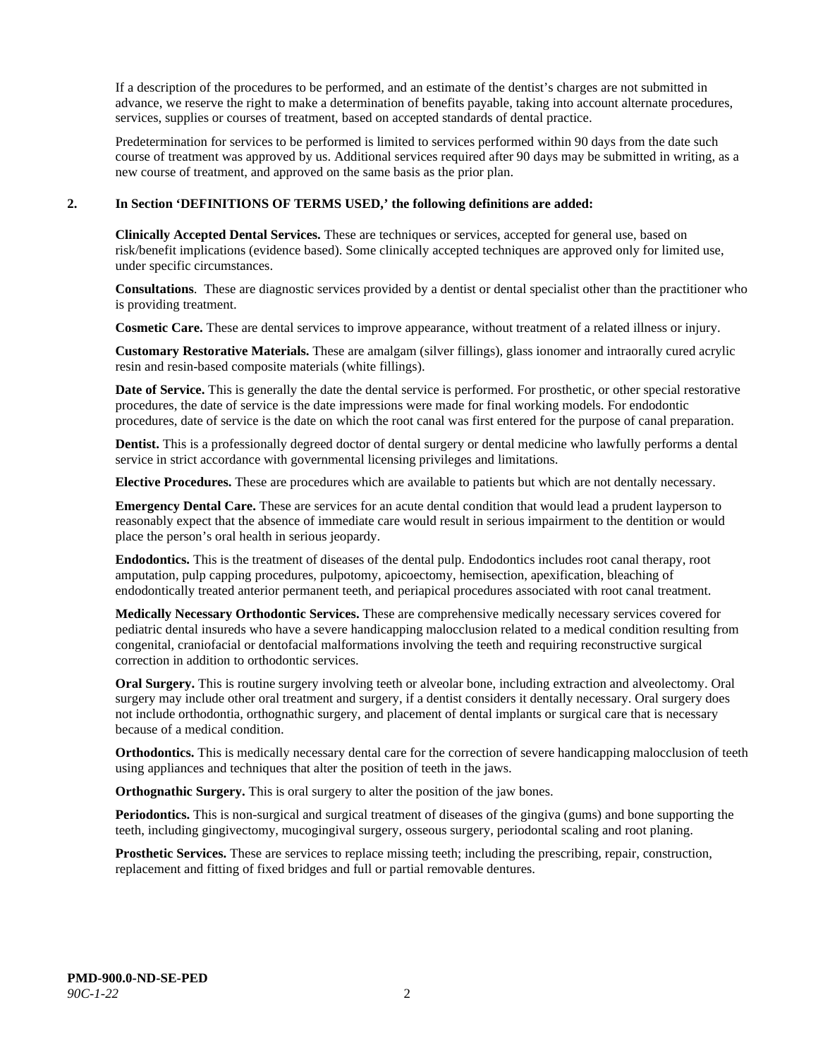If a description of the procedures to be performed, and an estimate of the dentist's charges are not submitted in advance, we reserve the right to make a determination of benefits payable, taking into account alternate procedures, services, supplies or courses of treatment, based on accepted standards of dental practice.

Predetermination for services to be performed is limited to services performed within 90 days from the date such course of treatment was approved by us. Additional services required after 90 days may be submitted in writing, as a new course of treatment, and approved on the same basis as the prior plan.

**2. In Section 'DEFINITIONS OF TERMS USED,' the following definitions are added:**

**Clinically Accepted Dental Services.** These are techniques or services, accepted for general use, based on risk/benefit implications (evidence based). Some clinically accepted techniques are approved only for limited use, under specific circumstances.

**Consultations**. These are diagnostic services provided by a dentist or dental specialist other than the practitioner who is providing treatment.

**Cosmetic Care.** These are dental services to improve appearance, without treatment of a related illness or injury.

**Customary Restorative Materials.** These are amalgam (silver fillings), glass ionomer and intraorally cured acrylic resin and resin-based composite materials (white fillings).

**Date of Service.** This is generally the date the dental service is performed. For prosthetic, or other special restorative procedures, the date of service is the date impressions were made for final working models. For endodontic procedures, date of service is the date on which the root canal was first entered for the purpose of canal preparation.

**Dentist.** This is a professionally degreed doctor of dental surgery or dental medicine who lawfully performs a dental service in strict accordance with governmental licensing privileges and limitations.

**Elective Procedures.** These are procedures which are available to patients but which are not dentally necessary.

**Emergency Dental Care.** These are services for an acute dental condition that would lead a prudent layperson to reasonably expect that the absence of immediate care would result in serious impairment to the dentition or would place the person's oral health in serious jeopardy.

**Endodontics.** This is the treatment of diseases of the dental pulp. Endodontics includes root canal therapy, root amputation, pulp capping procedures, pulpotomy, apicoectomy, hemisection, apexification, bleaching of endodontically treated anterior permanent teeth, and periapical procedures associated with root canal treatment.

**Medically Necessary Orthodontic Services.** These are comprehensive medically necessary services covered for pediatric dental insureds who have a severe handicapping malocclusion related to a medical condition resulting from congenital, craniofacial or dentofacial malformations involving the teeth and requiring reconstructive surgical correction in addition to orthodontic services.

**Oral Surgery.** This is routine surgery involving teeth or alveolar bone, including extraction and alveolectomy. Oral surgery may include other oral treatment and surgery, if a dentist considers it dentally necessary. Oral surgery does not include orthodontia, orthognathic surgery, and placement of dental implants or surgical care that is necessary because of a medical condition.

**Orthodontics.** This is medically necessary dental care for the correction of severe handicapping malocclusion of teeth using appliances and techniques that alter the position of teeth in the jaws.

**Orthognathic Surgery.** This is oral surgery to alter the position of the jaw bones.

**Periodontics.** This is non-surgical and surgical treatment of diseases of the gingiva (gums) and bone supporting the teeth, including gingivectomy, mucogingival surgery, osseous surgery, periodontal scaling and root planing.

**Prosthetic Services.** These are services to replace missing teeth; including the prescribing, repair, construction, replacement and fitting of fixed bridges and full or partial removable dentures.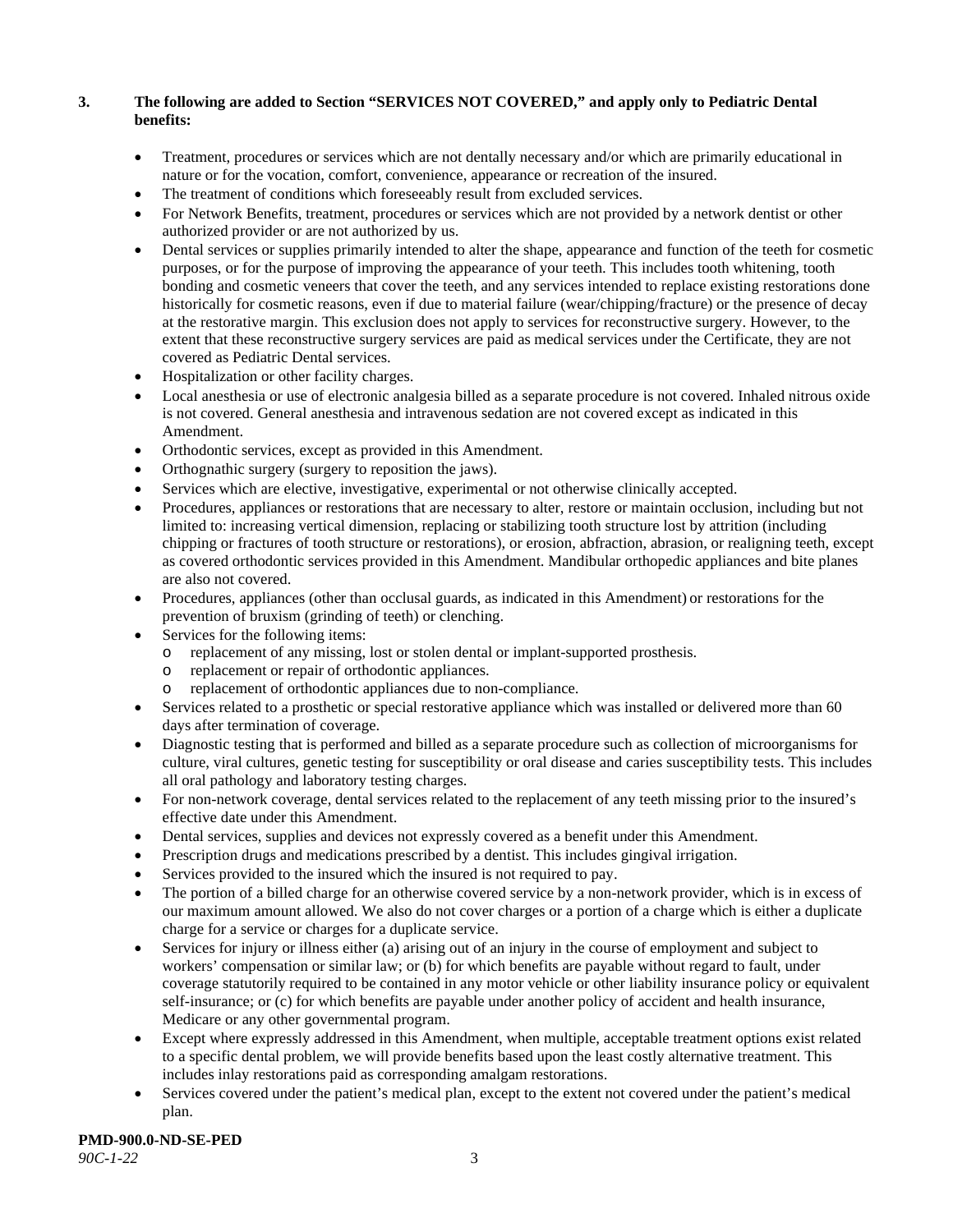**3. The following are added to Section "SERVICES NOT COVERED," and apply only to Pediatric Dental benefits:**

- Treatment, procedures or services which are not dentally necessary and/or which are primarily educational in nature or for the vocation, comfort, convenience, appearance or recreation of the insured.
- The treatment of conditions which foreseeably result from excluded services.
- For Network Benefits, treatment, procedures or services which are not provided by a network dentist or other authorized provider or are not authorized by us.
- Dental services or supplies primarily intended to alter the shape, appearance and function of the teeth for cosmetic purposes, or for the purpose of improving the appearance of your teeth. This includes tooth whitening, tooth bonding and cosmetic veneers that cover the teeth, and any services intended to replace existing restorations done historically for cosmetic reasons, even if due to material failure (wear/chipping/fracture) or the presence of decay at the restorative margin. This exclusion does not apply to services for reconstructive surgery. However, to the extent that these reconstructive surgery services are paid as medical services under the Certificate, they are not covered as Pediatric Dental services.
- Hospitalization or other facility charges.
- Local anesthesia or use of electronic analgesia billed as a separate procedure is not covered. Inhaled nitrous oxide is not covered. General anesthesia and intravenous sedation are not covered except as indicated in this Amendment.
- Orthodontic services, except as provided in this Amendment.
- Orthognathic surgery (surgery to reposition the jaws).
- Services which are elective, investigative, experimental or not otherwise clinically accepted.
- Procedures, appliances or restorations that are necessary to alter, restore or maintain occlusion, including but not limited to: increasing vertical dimension, replacing or stabilizing tooth structure lost by attrition (including chipping or fractures of tooth structure or restorations), or erosion, abfraction, abrasion, or realigning teeth, except as covered orthodontic services provided in this Amendment. Mandibular orthopedic appliances and bite planes are also not covered.
- Procedures, appliances (other than occlusal guards, as indicated in this Amendment) or restorations for the prevention of bruxism (grinding of teeth) or clenching.
- Services for the following items:
  - replacement of any missing, lost or stolen dental or implant-supported prosthesis.
  - replacement or repair of orthodontic appliances.
  - replacement of orthodontic appliances due to non-compliance.
- Services related to a prosthetic or special restorative appliance which was installed or delivered more than 60 days after termination of coverage.
- Diagnostic testing that is performed and billed as a separate procedure such as collection of microorganisms for culture, viral cultures, genetic testing for susceptibility or oral disease and caries susceptibility tests. This includes all oral pathology and laboratory testing charges.
- For non-network coverage, dental services related to the replacement of any teeth missing prior to the insured's effective date under this Amendment.
- Dental services, supplies and devices not expressly covered as a benefit under this Amendment.
- Prescription drugs and medications prescribed by a dentist. This includes gingival irrigation.
- Services provided to the insured which the insured is not required to pay.
- The portion of a billed charge for an otherwise covered service by a non-network provider, which is in excess of our maximum amount allowed. We also do not cover charges or a portion of a charge which is either a duplicate charge for a service or charges for a duplicate service.
- Services for injury or illness either (a) arising out of an injury in the course of employment and subject to workers' compensation or similar law; or (b) for which benefits are payable without regard to fault, under coverage statutorily required to be contained in any motor vehicle or other liability insurance policy or equivalent self-insurance; or (c) for which benefits are payable under another policy of accident and health insurance, Medicare or any other governmental program.
- Except where expressly addressed in this Amendment, when multiple, acceptable treatment options exist related to a specific dental problem, we will provide benefits based upon the least costly alternative treatment. This includes inlay restorations paid as corresponding amalgam restorations.
- Services covered under the patient's medical plan, except to the extent not covered under the patient's medical plan.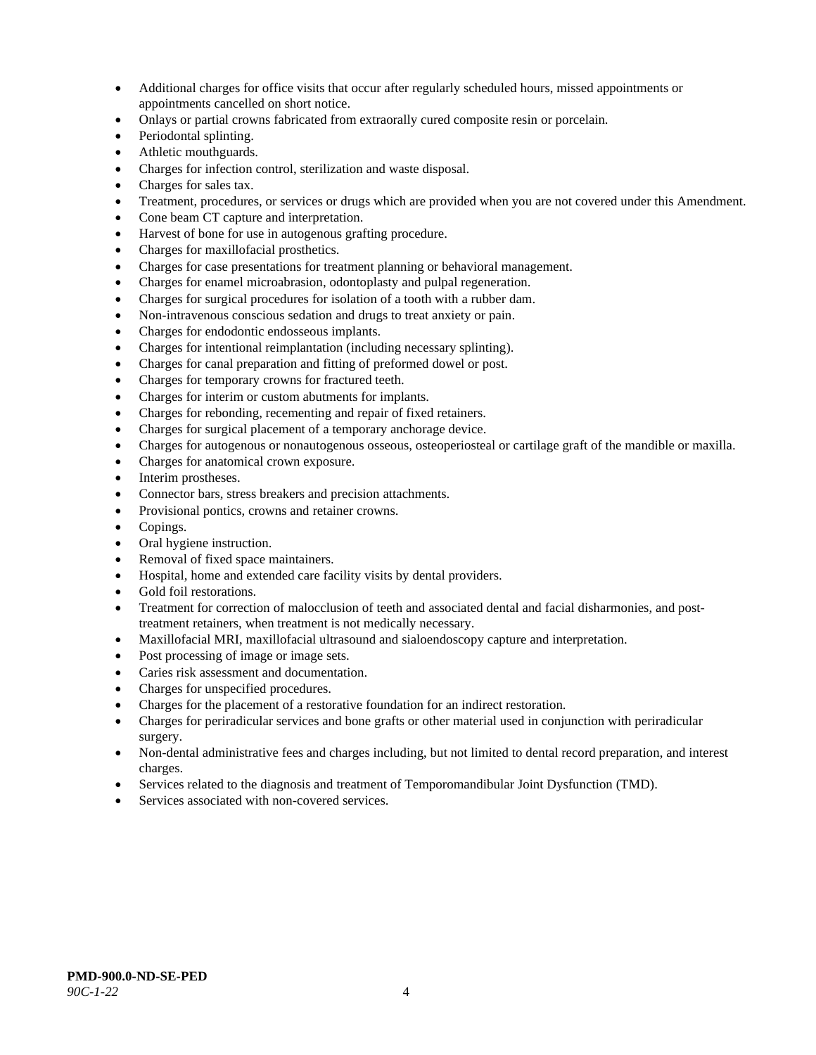- Additional charges for office visits that occur after regularly scheduled hours, missed appointments or appointments cancelled on short notice.
- Onlays or partial crowns fabricated from extraorally cured composite resin or porcelain.
- Periodontal splinting.
- Athletic mouthguards.
- Charges for infection control, sterilization and waste disposal.
- Charges for sales tax.
- Treatment, procedures, or services or drugs which are provided when you are not covered under this Amendment.
- Cone beam CT capture and interpretation.
- Harvest of bone for use in autogenous grafting procedure.
- Charges for maxillofacial prosthetics.
- Charges for case presentations for treatment planning or behavioral management.
- Charges for enamel microabrasion, odontoplasty and pulpal regeneration.
- Charges for surgical procedures for isolation of a tooth with a rubber dam.
- Non-intravenous conscious sedation and drugs to treat anxiety or pain.
- Charges for endodontic endosseous implants.
- Charges for intentional reimplantation (including necessary splinting).
- Charges for canal preparation and fitting of preformed dowel or post.
- Charges for temporary crowns for fractured teeth.
- Charges for interim or custom abutments for implants.
- Charges for rebonding, recementing and repair of fixed retainers.
- Charges for surgical placement of a temporary anchorage device.
- Charges for autogenous or nonautogenous osseous, osteoperiosteal or cartilage graft of the mandible or maxilla.
- Charges for anatomical crown exposure.
- Interim prostheses.
- Connector bars, stress breakers and precision attachments.
- Provisional pontics, crowns and retainer crowns.
- Copings.
- Oral hygiene instruction.
- Removal of fixed space maintainers.
- Hospital, home and extended care facility visits by dental providers.
- Gold foil restorations.
- Treatment for correction of malocclusion of teeth and associated dental and facial disharmonies, and post-treatment retainers, when treatment is not medically necessary.
- Maxillofacial MRI, maxillofacial ultrasound and sialoendoscopy capture and interpretation.
- Post processing of image or image sets.
- Caries risk assessment and documentation.
- Charges for unspecified procedures.
- Charges for the placement of a restorative foundation for an indirect restoration.
- Charges for periradicular services and bone grafts or other material used in conjunction with periradicular surgery.
- Non-dental administrative fees and charges including, but not limited to dental record preparation, and interest charges.
- Services related to the diagnosis and treatment of Temporomandibular Joint Dysfunction (TMD).
- Services associated with non-covered services.

**PMD-900.0-ND-SE-PED**
*90C-1-22*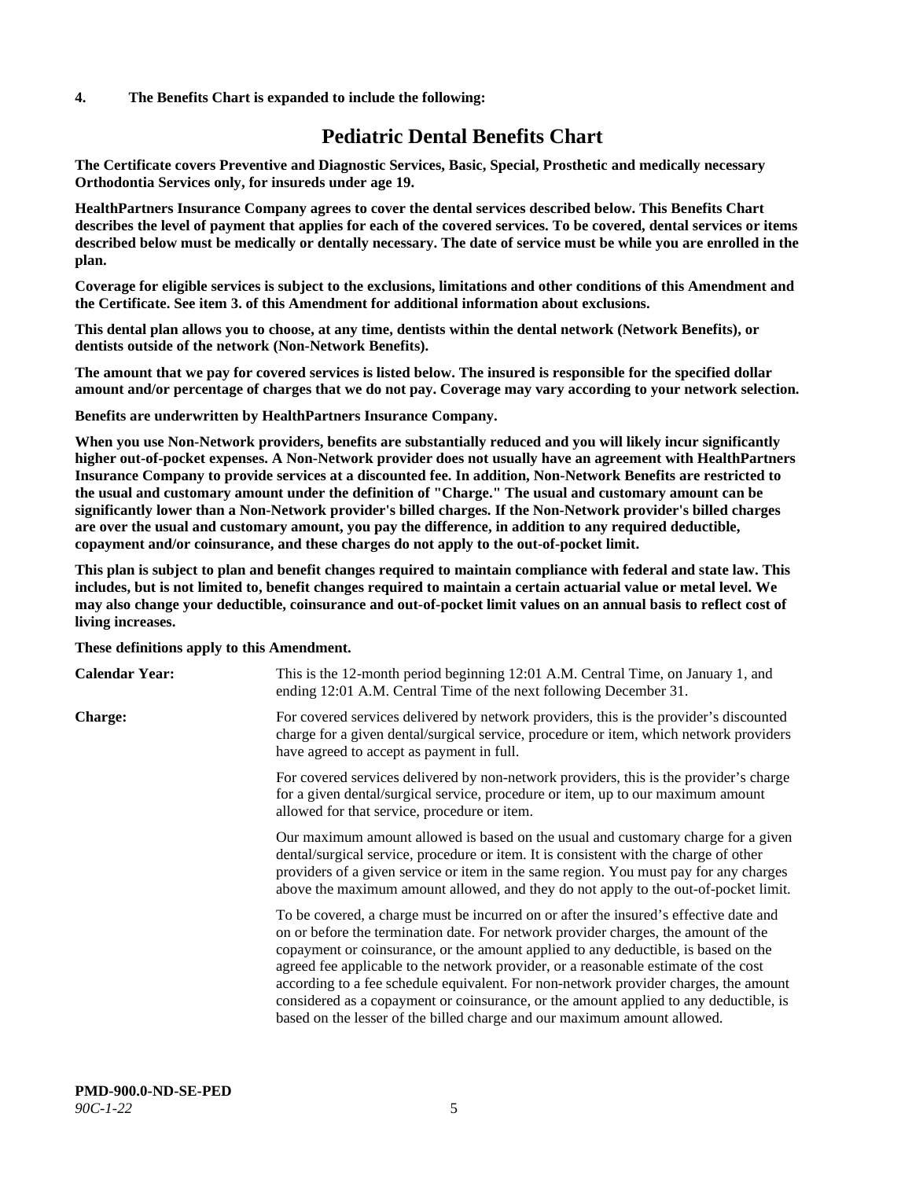**4. The Benefits Chart is expanded to include the following:**

# Pediatric Dental Benefits Chart

**The Certificate covers Preventive and Diagnostic Services, Basic, Special, Prosthetic and medically necessary Orthodontia Services only, for insureds under age 19.**

**HealthPartners Insurance Company agrees to cover the dental services described below. This Benefits Chart describes the level of payment that applies for each of the covered services. To be covered, dental services or items described below must be medically or dentally necessary. The date of service must be while you are enrolled in the plan.**

**Coverage for eligible services is subject to the exclusions, limitations and other conditions of this Amendment and the Certificate. See item 3. of this Amendment for additional information about exclusions.**

**This dental plan allows you to choose, at any time, dentists within the dental network (Network Benefits), or dentists outside of the network (Non-Network Benefits).**

**The amount that we pay for covered services is listed below. The insured is responsible for the specified dollar amount and/or percentage of charges that we do not pay. Coverage may vary according to your network selection.**

**Benefits are underwritten by HealthPartners Insurance Company.**

**When you use Non-Network providers, benefits are substantially reduced and you will likely incur significantly higher out-of-pocket expenses. A Non-Network provider does not usually have an agreement with HealthPartners Insurance Company to provide services at a discounted fee. In addition, Non-Network Benefits are restricted to the usual and customary amount under the definition of "Charge." The usual and customary amount can be significantly lower than a Non-Network provider's billed charges. If the Non-Network provider's billed charges are over the usual and customary amount, you pay the difference, in addition to any required deductible, copayment and/or coinsurance, and these charges do not apply to the out-of-pocket limit.**

**This plan is subject to plan and benefit changes required to maintain compliance with federal and state law. This includes, but is not limited to, benefit changes required to maintain a certain actuarial value or metal level. We may also change your deductible, coinsurance and out-of-pocket limit values on an annual basis to reflect cost of living increases.**

**These definitions apply to this Amendment.**

**Calendar Year:** This is the 12-month period beginning 12:01 A.M. Central Time, on January 1, and ending 12:01 A.M. Central Time of the next following December 31.

**Charge:** For covered services delivered by network providers, this is the provider's discounted charge for a given dental/surgical service, procedure or item, which network providers have agreed to accept as payment in full.

For covered services delivered by non-network providers, this is the provider's charge for a given dental/surgical service, procedure or item, up to our maximum amount allowed for that service, procedure or item.

Our maximum amount allowed is based on the usual and customary charge for a given dental/surgical service, procedure or item. It is consistent with the charge of other providers of a given service or item in the same region. You must pay for any charges above the maximum amount allowed, and they do not apply to the out-of-pocket limit.

To be covered, a charge must be incurred on or after the insured's effective date and on or before the termination date. For network provider charges, the amount of the copayment or coinsurance, or the amount applied to any deductible, is based on the agreed fee applicable to the network provider, or a reasonable estimate of the cost according to a fee schedule equivalent. For non-network provider charges, the amount considered as a copayment or coinsurance, or the amount applied to any deductible, is based on the lesser of the billed charge and our maximum amount allowed.

**PMD-900.0-ND-SE-PED**
*90C-1-22*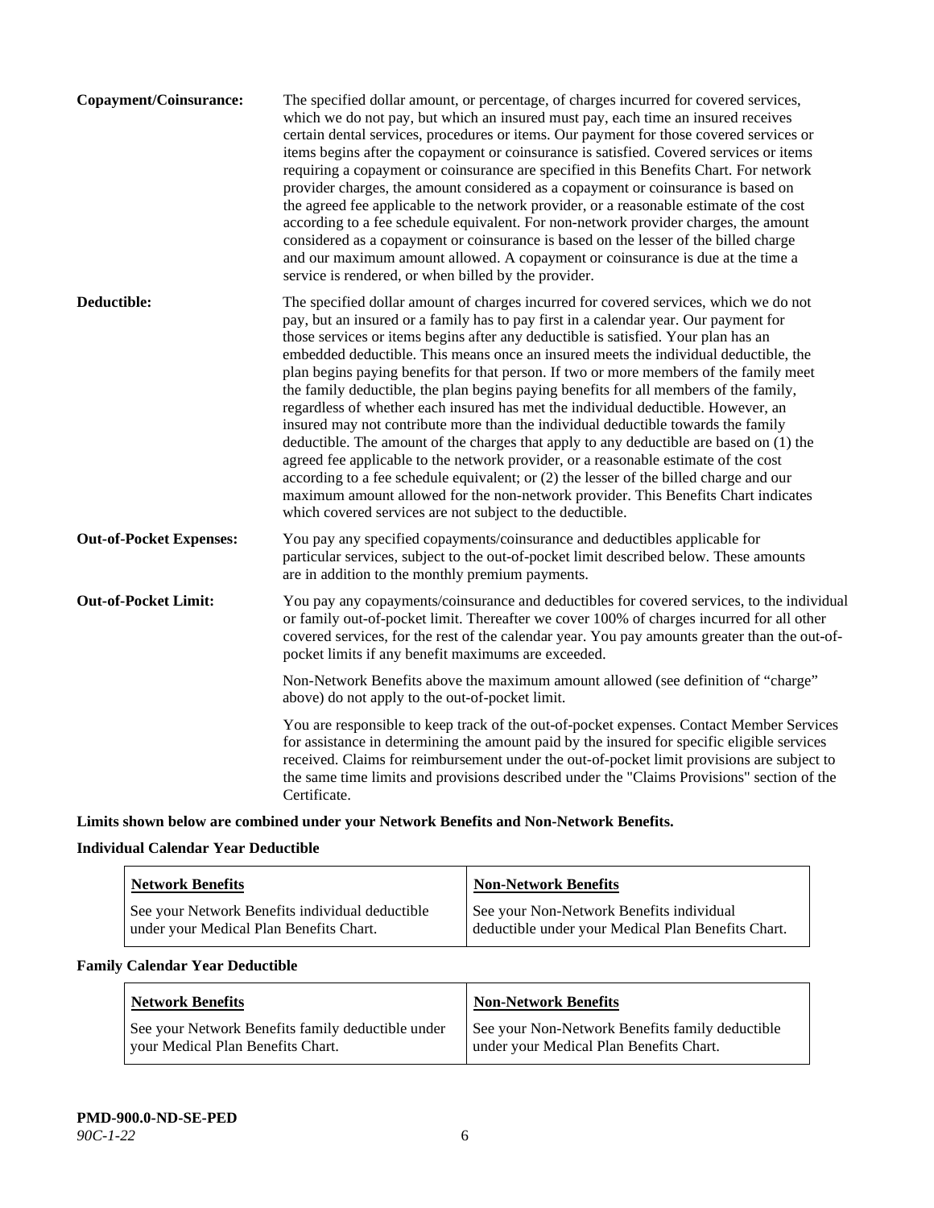**Copayment/Coinsurance:** The specified dollar amount, or percentage, of charges incurred for covered services, which we do not pay, but which an insured must pay, each time an insured receives certain dental services, procedures or items. Our payment for those covered services or items begins after the copayment or coinsurance is satisfied. Covered services or items requiring a copayment or coinsurance are specified in this Benefits Chart. For network provider charges, the amount considered as a copayment or coinsurance is based on the agreed fee applicable to the network provider, or a reasonable estimate of the cost according to a fee schedule equivalent. For non-network provider charges, the amount considered as a copayment or coinsurance is based on the lesser of the billed charge and our maximum amount allowed. A copayment or coinsurance is due at the time a service is rendered, or when billed by the provider.

**Deductible:** The specified dollar amount of charges incurred for covered services, which we do not pay, but an insured or a family has to pay first in a calendar year. Our payment for those services or items begins after any deductible is satisfied. Your plan has an embedded deductible. This means once an insured meets the individual deductible, the plan begins paying benefits for that person. If two or more members of the family meet the family deductible, the plan begins paying benefits for all members of the family, regardless of whether each insured has met the individual deductible. However, an insured may not contribute more than the individual deductible towards the family deductible. The amount of the charges that apply to any deductible are based on (1) the agreed fee applicable to the network provider, or a reasonable estimate of the cost according to a fee schedule equivalent; or (2) the lesser of the billed charge and our maximum amount allowed for the non-network provider. This Benefits Chart indicates which covered services are not subject to the deductible.

**Out-of-Pocket Expenses:** You pay any specified copayments/coinsurance and deductibles applicable for particular services, subject to the out-of-pocket limit described below. These amounts are in addition to the monthly premium payments.

**Out-of-Pocket Limit:** You pay any copayments/coinsurance and deductibles for covered services, to the individual or family out-of-pocket limit. Thereafter we cover 100% of charges incurred for all other covered services, for the rest of the calendar year. You pay amounts greater than the out-of-pocket limits if any benefit maximums are exceeded.

Non-Network Benefits above the maximum amount allowed (see definition of "charge" above) do not apply to the out-of-pocket limit.

You are responsible to keep track of the out-of-pocket expenses. Contact Member Services for assistance in determining the amount paid by the insured for specific eligible services received. Claims for reimbursement under the out-of-pocket limit provisions are subject to the same time limits and provisions described under the "Claims Provisions" section of the Certificate.

**Limits shown below are combined under your Network Benefits and Non-Network Benefits.**

**Individual Calendar Year Deductible**

| Network Benefits | Non-Network Benefits |
|---|---|
| See your Network Benefits individual deductible under your Medical Plan Benefits Chart. | See your Non-Network Benefits individual deductible under your Medical Plan Benefits Chart. |

**Family Calendar Year Deductible**

| Network Benefits | Non-Network Benefits |
|---|---|
| See your Network Benefits family deductible under your Medical Plan Benefits Chart. | See your Non-Network Benefits family deductible under your Medical Plan Benefits Chart. |

**PMD-900.0-ND-SE-PED**
*90C-1-22*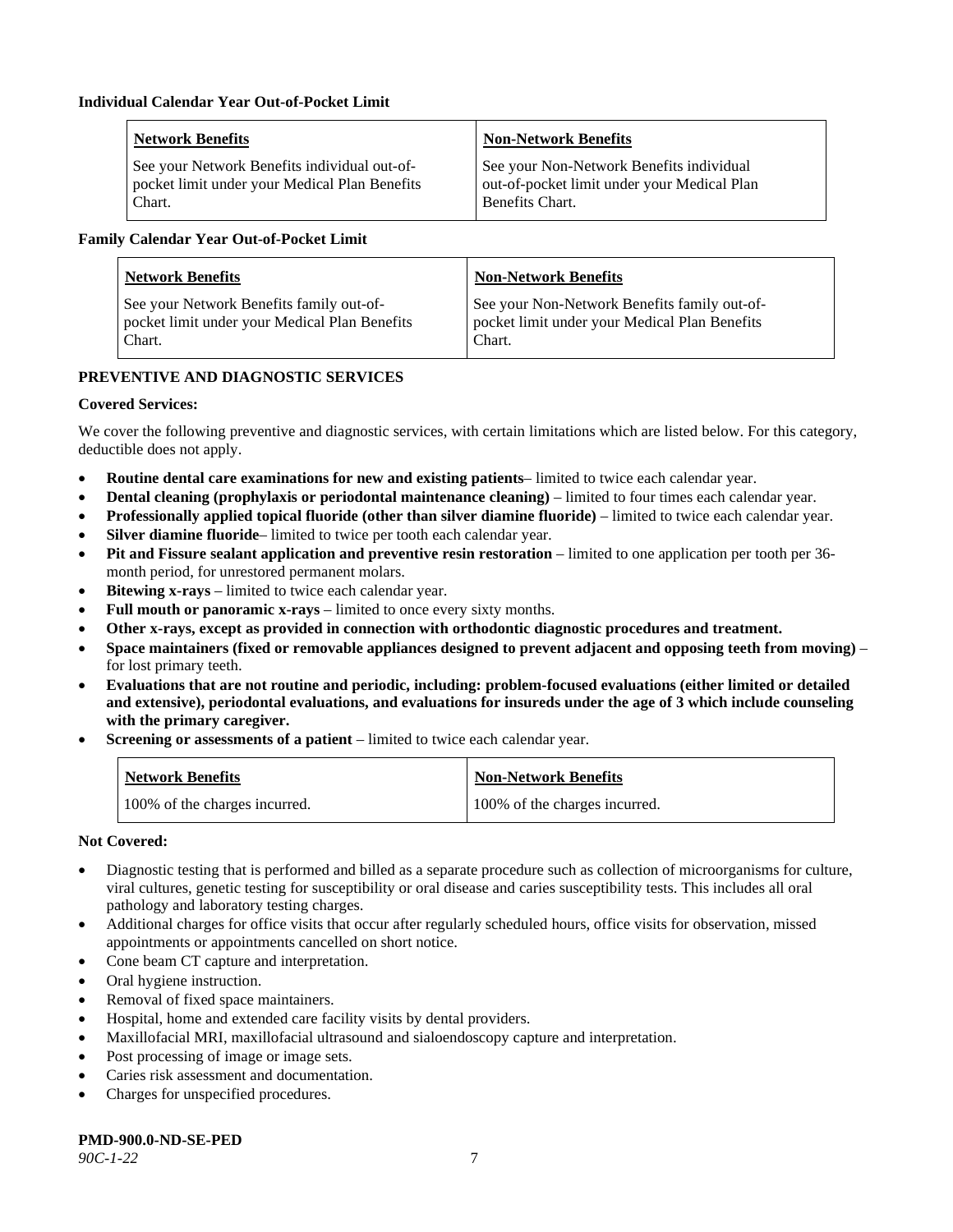**Individual Calendar Year Out-of-Pocket Limit**

| Network Benefits | Non-Network Benefits |
|---|---|
| See your Network Benefits individual out-of-pocket limit under your Medical Plan Benefits Chart. | See your Non-Network Benefits individual out-of-pocket limit under your Medical Plan Benefits Chart. |

**Family Calendar Year Out-of-Pocket Limit**

| Network Benefits | Non-Network Benefits |
|---|---|
| See your Network Benefits family out-of-pocket limit under your Medical Plan Benefits Chart. | See your Non-Network Benefits family out-of-pocket limit under your Medical Plan Benefits Chart. |

## PREVENTIVE AND DIAGNOSTIC SERVICES

**Covered Services:**

We cover the following preventive and diagnostic services, with certain limitations which are listed below. For this category, deductible does not apply.

- **Routine dental care examinations for new and existing patients**– limited to twice each calendar year.
- **Dental cleaning (prophylaxis or periodontal maintenance cleaning)** – limited to four times each calendar year.
- **Professionally applied topical fluoride (other than silver diamine fluoride)** – limited to twice each calendar year.
- **Silver diamine fluoride**– limited to twice per tooth each calendar year.
- **Pit and Fissure sealant application and preventive resin restoration** – limited to one application per tooth per 36-month period, for unrestored permanent molars.
- **Bitewing x-rays** – limited to twice each calendar year.
- **Full mouth or panoramic x-rays** – limited to once every sixty months.
- **Other x-rays, except as provided in connection with orthodontic diagnostic procedures and treatment.**
- **Space maintainers (fixed or removable appliances designed to prevent adjacent and opposing teeth from moving)** – for lost primary teeth.
- **Evaluations that are not routine and periodic, including: problem-focused evaluations (either limited or detailed and extensive), periodontal evaluations, and evaluations for insureds under the age of 3 which include counseling with the primary caregiver.**
- **Screening or assessments of a patient** – limited to twice each calendar year.

| Network Benefits | Non-Network Benefits |
|---|---|
| 100% of the charges incurred. | 100% of the charges incurred. |

**Not Covered:**

- Diagnostic testing that is performed and billed as a separate procedure such as collection of microorganisms for culture, viral cultures, genetic testing for susceptibility or oral disease and caries susceptibility tests. This includes all oral pathology and laboratory testing charges.
- Additional charges for office visits that occur after regularly scheduled hours, office visits for observation, missed appointments or appointments cancelled on short notice.
- Cone beam CT capture and interpretation.
- Oral hygiene instruction.
- Removal of fixed space maintainers.
- Hospital, home and extended care facility visits by dental providers.
- Maxillofacial MRI, maxillofacial ultrasound and sialoendoscopy capture and interpretation.
- Post processing of image or image sets.
- Caries risk assessment and documentation.
- Charges for unspecified procedures.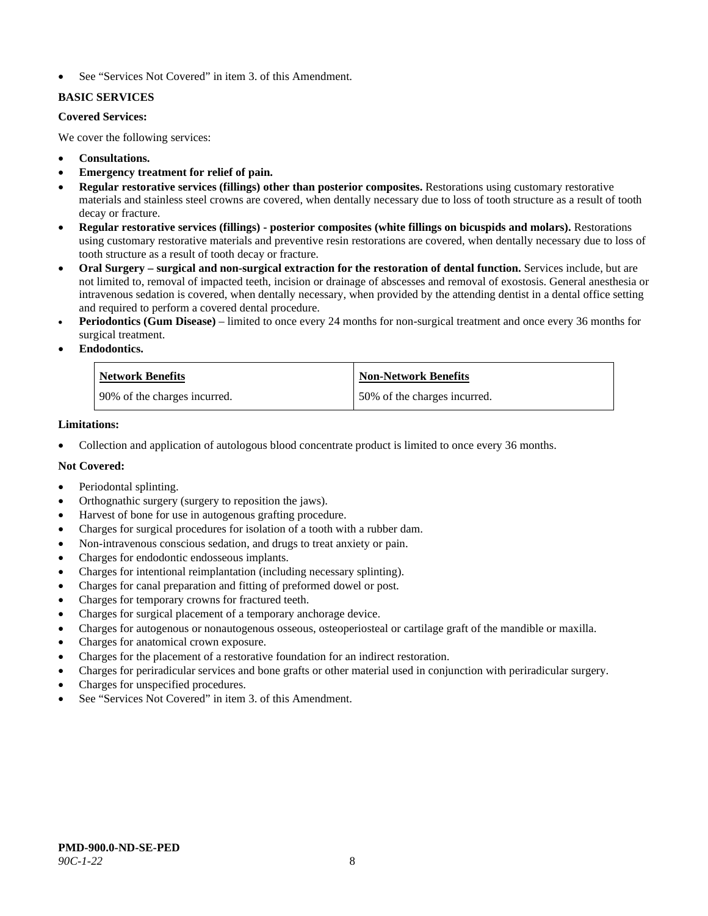- See "Services Not Covered" in item 3. of this Amendment.

**BASIC SERVICES**

**Covered Services:**

We cover the following services:

- **Consultations.**
- **Emergency treatment for relief of pain.**
- **Regular restorative services (fillings) other than posterior composites.** Restorations using customary restorative materials and stainless steel crowns are covered, when dentally necessary due to loss of tooth structure as a result of tooth decay or fracture.
- **Regular restorative services (fillings) - posterior composites (white fillings on bicuspids and molars).** Restorations using customary restorative materials and preventive resin restorations are covered, when dentally necessary due to loss of tooth structure as a result of tooth decay or fracture.
- **Oral Surgery – surgical and non-surgical extraction for the restoration of dental function.** Services include, but are not limited to, removal of impacted teeth, incision or drainage of abscesses and removal of exostosis. General anesthesia or intravenous sedation is covered, when dentally necessary, when provided by the attending dentist in a dental office setting and required to perform a covered dental procedure.
- **Periodontics (Gum Disease)** – limited to once every 24 months for non-surgical treatment and once every 36 months for surgical treatment.
- **Endodontics.**

| Network Benefits | Non-Network Benefits |
|---|---|
| 90% of the charges incurred. | 50% of the charges incurred. |

**Limitations:**

- Collection and application of autologous blood concentrate product is limited to once every 36 months.

**Not Covered:**

- Periodontal splinting.
- Orthognathic surgery (surgery to reposition the jaws).
- Harvest of bone for use in autogenous grafting procedure.
- Charges for surgical procedures for isolation of a tooth with a rubber dam.
- Non-intravenous conscious sedation, and drugs to treat anxiety or pain.
- Charges for endodontic endosseous implants.
- Charges for intentional reimplantation (including necessary splinting).
- Charges for canal preparation and fitting of preformed dowel or post.
- Charges for temporary crowns for fractured teeth.
- Charges for surgical placement of a temporary anchorage device.
- Charges for autogenous or nonautogenous osseous, osteoperiosteal or cartilage graft of the mandible or maxilla.
- Charges for anatomical crown exposure.
- Charges for the placement of a restorative foundation for an indirect restoration.
- Charges for periradicular services and bone grafts or other material used in conjunction with periradicular surgery.
- Charges for unspecified procedures.
- See "Services Not Covered" in item 3. of this Amendment.

**PMD-900.0-ND-SE-PED**
*90C-1-22*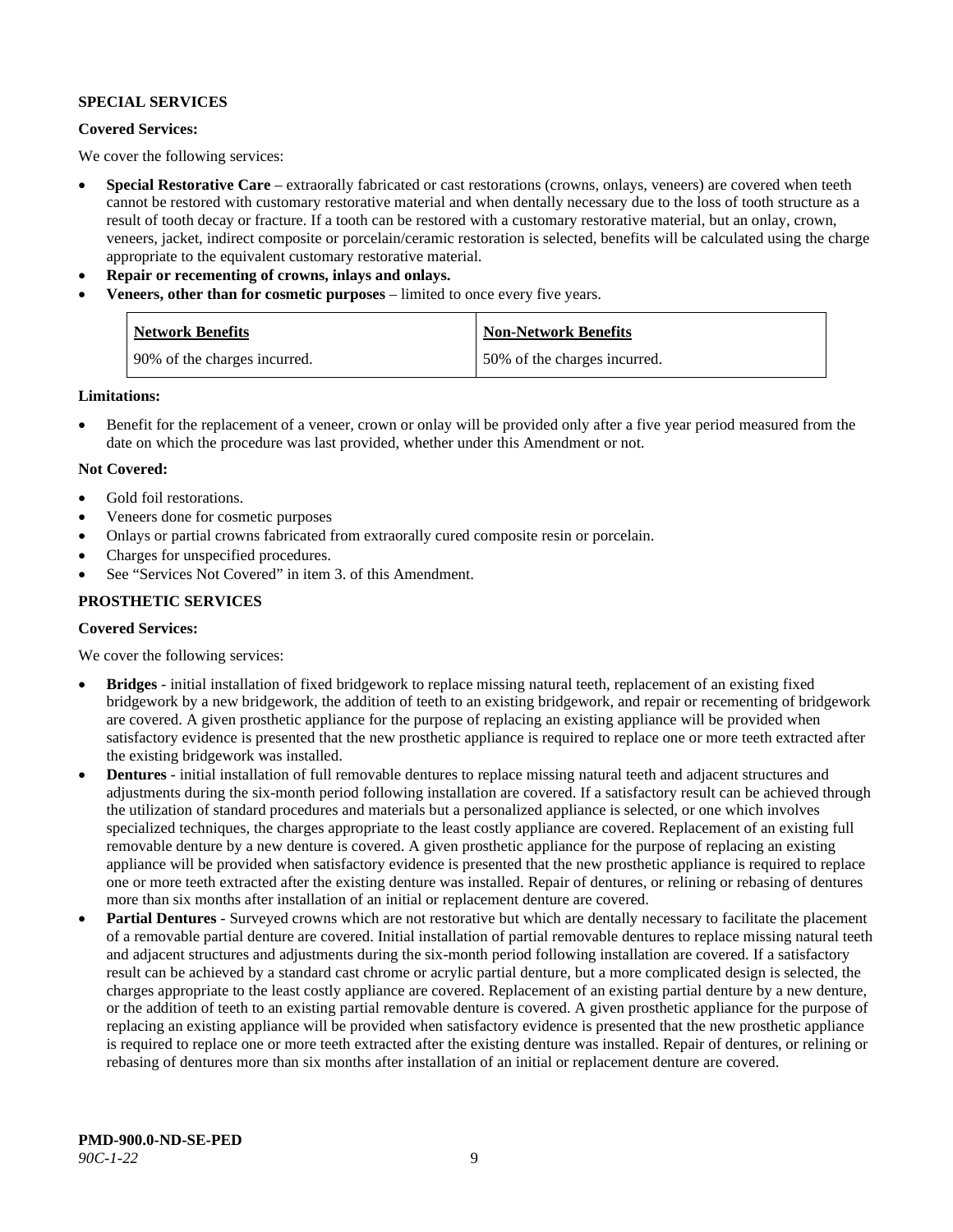**SPECIAL SERVICES**

**Covered Services:**

We cover the following services:

- **Special Restorative Care** – extraorally fabricated or cast restorations (crowns, onlays, veneers) are covered when teeth cannot be restored with customary restorative material and when dentally necessary due to the loss of tooth structure as a result of tooth decay or fracture. If a tooth can be restored with a customary restorative material, but an onlay, crown, veneers, jacket, indirect composite or porcelain/ceramic restoration is selected, benefits will be calculated using the charge appropriate to the equivalent customary restorative material.
- **Repair or recementing of crowns, inlays and onlays.**
- **Veneers, other than for cosmetic purposes** – limited to once every five years.

| Network Benefits | Non-Network Benefits |
|---|---|
| 90% of the charges incurred. | 50% of the charges incurred. |

**Limitations:**

- Benefit for the replacement of a veneer, crown or onlay will be provided only after a five year period measured from the date on which the procedure was last provided, whether under this Amendment or not.

**Not Covered:**

- Gold foil restorations.
- Veneers done for cosmetic purposes
- Onlays or partial crowns fabricated from extraorally cured composite resin or porcelain.
- Charges for unspecified procedures.
- See "Services Not Covered" in item 3. of this Amendment.

**PROSTHETIC SERVICES**

**Covered Services:**

We cover the following services:

- **Bridges** - initial installation of fixed bridgework to replace missing natural teeth, replacement of an existing fixed bridgework by a new bridgework, the addition of teeth to an existing bridgework, and repair or recementing of bridgework are covered. A given prosthetic appliance for the purpose of replacing an existing appliance will be provided when satisfactory evidence is presented that the new prosthetic appliance is required to replace one or more teeth extracted after the existing bridgework was installed.
- **Dentures** - initial installation of full removable dentures to replace missing natural teeth and adjacent structures and adjustments during the six-month period following installation are covered. If a satisfactory result can be achieved through the utilization of standard procedures and materials but a personalized appliance is selected, or one which involves specialized techniques, the charges appropriate to the least costly appliance are covered. Replacement of an existing full removable denture by a new denture is covered. A given prosthetic appliance for the purpose of replacing an existing appliance will be provided when satisfactory evidence is presented that the new prosthetic appliance is required to replace one or more teeth extracted after the existing denture was installed. Repair of dentures, or relining or rebasing of dentures more than six months after installation of an initial or replacement denture are covered.
- **Partial Dentures** - Surveyed crowns which are not restorative but which are dentally necessary to facilitate the placement of a removable partial denture are covered. Initial installation of partial removable dentures to replace missing natural teeth and adjacent structures and adjustments during the six-month period following installation are covered. If a satisfactory result can be achieved by a standard cast chrome or acrylic partial denture, but a more complicated design is selected, the charges appropriate to the least costly appliance are covered. Replacement of an existing partial denture by a new denture, or the addition of teeth to an existing partial removable denture is covered. A given prosthetic appliance for the purpose of replacing an existing appliance will be provided when satisfactory evidence is presented that the new prosthetic appliance is required to replace one or more teeth extracted after the existing denture was installed. Repair of dentures, or relining or rebasing of dentures more than six months after installation of an initial or replacement denture are covered.

**PMD-900.0-ND-SE-PED**
*90C-1-22*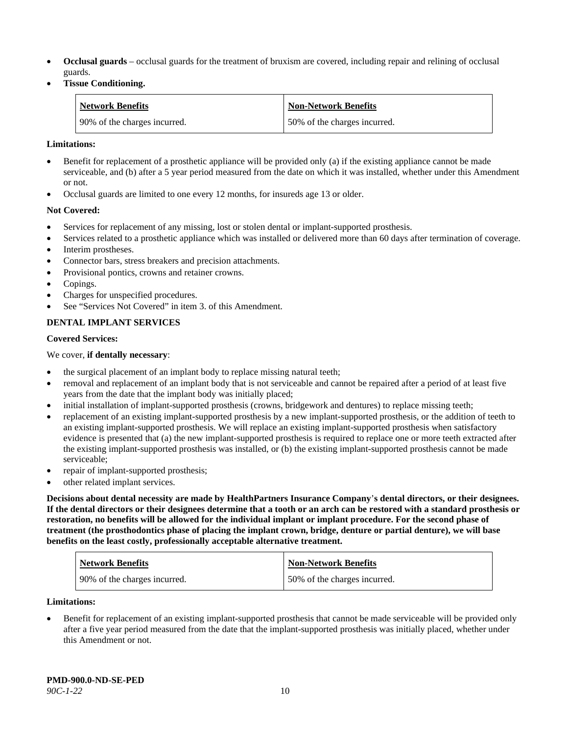- **Occlusal guards** – occlusal guards for the treatment of bruxism are covered, including repair and relining of occlusal guards.
- **Tissue Conditioning.**

| Network Benefits | Non-Network Benefits |
|---|---|
| 90% of the charges incurred. | 50% of the charges incurred. |

**Limitations:**

- Benefit for replacement of a prosthetic appliance will be provided only (a) if the existing appliance cannot be made serviceable, and (b) after a 5 year period measured from the date on which it was installed, whether under this Amendment or not.
- Occlusal guards are limited to one every 12 months, for insureds age 13 or older.

**Not Covered:**

- Services for replacement of any missing, lost or stolen dental or implant-supported prosthesis.
- Services related to a prosthetic appliance which was installed or delivered more than 60 days after termination of coverage.
- Interim prostheses.
- Connector bars, stress breakers and precision attachments.
- Provisional pontics, crowns and retainer crowns.
- Copings.
- Charges for unspecified procedures.
- See "Services Not Covered" in item 3. of this Amendment.

**DENTAL IMPLANT SERVICES**

**Covered Services:**

We cover, **if dentally necessary**:

- the surgical placement of an implant body to replace missing natural teeth;
- removal and replacement of an implant body that is not serviceable and cannot be repaired after a period of at least five years from the date that the implant body was initially placed;
- initial installation of implant-supported prosthesis (crowns, bridgework and dentures) to replace missing teeth;
- replacement of an existing implant-supported prosthesis by a new implant-supported prosthesis, or the addition of teeth to an existing implant-supported prosthesis. We will replace an existing implant-supported prosthesis when satisfactory evidence is presented that (a) the new implant-supported prosthesis is required to replace one or more teeth extracted after the existing implant-supported prosthesis was installed, or (b) the existing implant-supported prosthesis cannot be made serviceable;
- repair of implant-supported prosthesis;
- other related implant services.

**Decisions about dental necessity are made by HealthPartners Insurance Company's dental directors, or their designees. If the dental directors or their designees determine that a tooth or an arch can be restored with a standard prosthesis or restoration, no benefits will be allowed for the individual implant or implant procedure. For the second phase of treatment (the prosthodontics phase of placing the implant crown, bridge, denture or partial denture), we will base benefits on the least costly, professionally acceptable alternative treatment.**

| Network Benefits | Non-Network Benefits |
|---|---|
| 90% of the charges incurred. | 50% of the charges incurred. |

**Limitations:**

- Benefit for replacement of an existing implant-supported prosthesis that cannot be made serviceable will be provided only after a five year period measured from the date that the implant-supported prosthesis was initially placed, whether under this Amendment or not.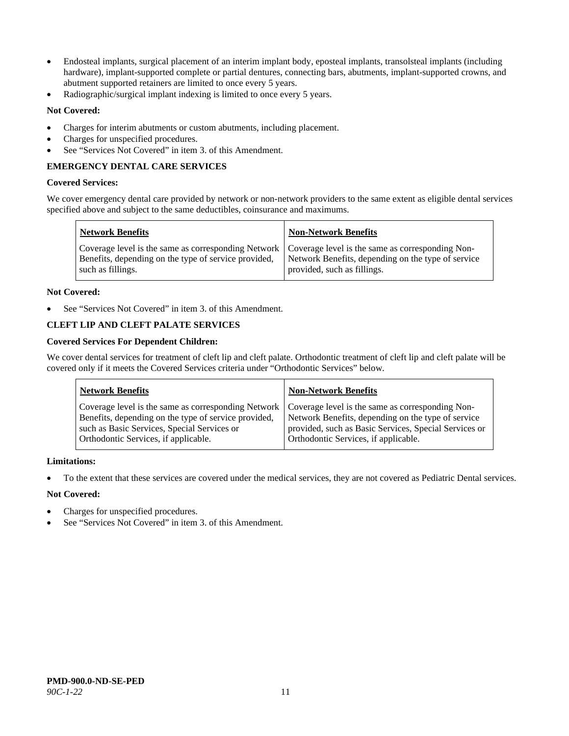- Endosteal implants, surgical placement of an interim implant body, eposteal implants, transolsteal implants (including hardware), implant-supported complete or partial dentures, connecting bars, abutments, implant-supported crowns, and abutment supported retainers are limited to once every 5 years.
- Radiographic/surgical implant indexing is limited to once every 5 years.

**Not Covered:**

- Charges for interim abutments or custom abutments, including placement.
- Charges for unspecified procedures.
- See "Services Not Covered" in item 3. of this Amendment.

**EMERGENCY DENTAL CARE SERVICES**

**Covered Services:**

We cover emergency dental care provided by network or non-network providers to the same extent as eligible dental services specified above and subject to the same deductibles, coinsurance and maximums.

| Network Benefits | Non-Network Benefits |
|---|---|
| Coverage level is the same as corresponding Network Benefits, depending on the type of service provided, such as fillings. | Coverage level is the same as corresponding Non-Network Benefits, depending on the type of service provided, such as fillings. |

**Not Covered:**

- See "Services Not Covered" in item 3. of this Amendment.

**CLEFT LIP AND CLEFT PALATE SERVICES**

**Covered Services For Dependent Children:**

We cover dental services for treatment of cleft lip and cleft palate. Orthodontic treatment of cleft lip and cleft palate will be covered only if it meets the Covered Services criteria under "Orthodontic Services" below.

| Network Benefits | Non-Network Benefits |
|---|---|
| Coverage level is the same as corresponding Network Benefits, depending on the type of service provided, such as Basic Services, Special Services or Orthodontic Services, if applicable. | Coverage level is the same as corresponding Non-Network Benefits, depending on the type of service provided, such as Basic Services, Special Services or Orthodontic Services, if applicable. |

**Limitations:**

- To the extent that these services are covered under the medical services, they are not covered as Pediatric Dental services.

**Not Covered:**

- Charges for unspecified procedures.
- See "Services Not Covered" in item 3. of this Amendment.

**PMD-900.0-ND-SE-PED**
*90C-1-22*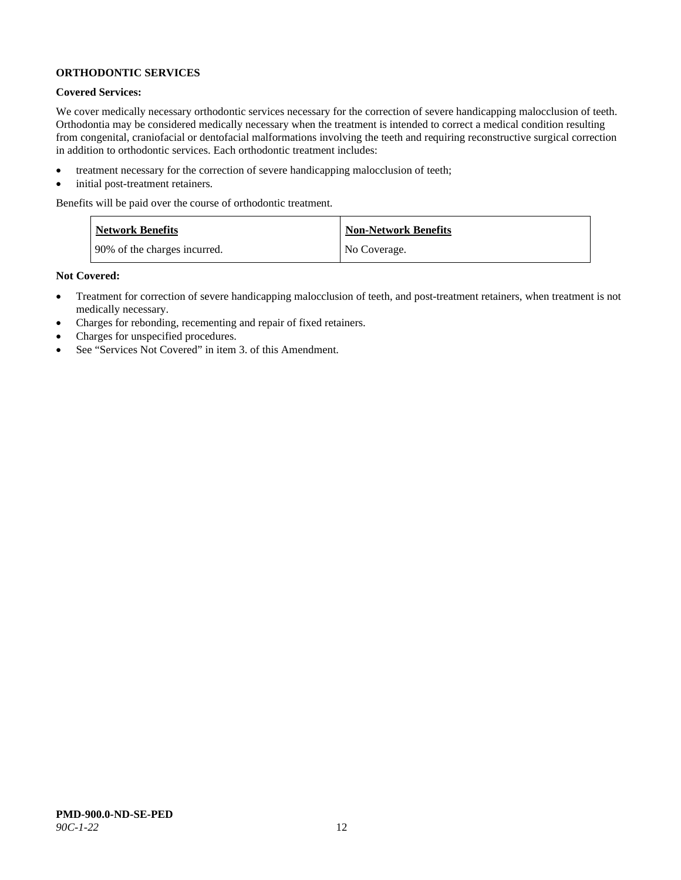**ORTHODONTIC SERVICES**

**Covered Services:**

We cover medically necessary orthodontic services necessary for the correction of severe handicapping malocclusion of teeth. Orthodontia may be considered medically necessary when the treatment is intended to correct a medical condition resulting from congenital, craniofacial or dentofacial malformations involving the teeth and requiring reconstructive surgical correction in addition to orthodontic services. Each orthodontic treatment includes:

- treatment necessary for the correction of severe handicapping malocclusion of teeth;
- initial post-treatment retainers.

Benefits will be paid over the course of orthodontic treatment.

| Network Benefits | Non-Network Benefits |
|---|---|
| 90% of the charges incurred. | No Coverage. |

**Not Covered:**

- Treatment for correction of severe handicapping malocclusion of teeth, and post-treatment retainers, when treatment is not medically necessary.
- Charges for rebonding, recementing and repair of fixed retainers.
- Charges for unspecified procedures.
- See "Services Not Covered" in item 3. of this Amendment.

**PMD-900.0-ND-SE-PED**
*90C-1-22*